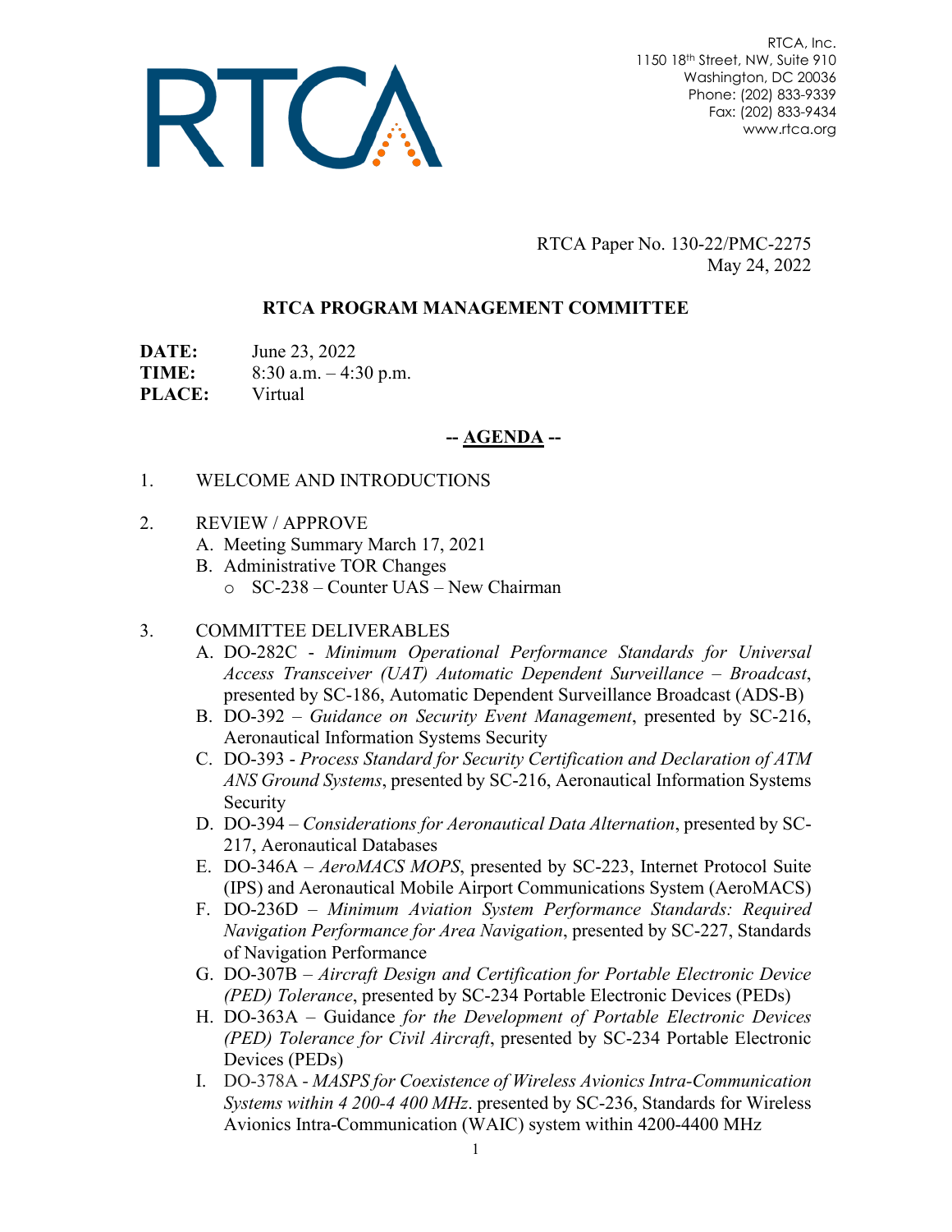RTCA, Inc.
1150 18th Street, NW, Suite 910
Washington, DC 20036
Phone: (202) 833-9339
Fax: (202) 833-9434
www.rtca.org

RTCA Paper No. 130-22/PMC-2275
May 24, 2022

## RTCA PROGRAM MANAGEMENT COMMITTEE

**DATE:** June 23, 2022
**TIME:** 8:30 a.m. – 4:30 p.m.
**PLACE:** Virtual

### -- AGENDA --

1. WELCOME AND INTRODUCTIONS

2. REVIEW / APPROVE
   A. Meeting Summary March 17, 2021
   B. Administrative TOR Changes
      - SC-238 – Counter UAS – New Chairman

3. COMMITTEE DELIVERABLES
   A. DO-282C - *Minimum Operational Performance Standards for Universal Access Transceiver (UAT) Automatic Dependent Surveillance – Broadcast*, presented by SC-186, Automatic Dependent Surveillance Broadcast (ADS-B)
   B. DO-392 – *Guidance on Security Event Management*, presented by SC-216, Aeronautical Information Systems Security
   C. DO-393 - *Process Standard for Security Certification and Declaration of ATM ANS Ground Systems*, presented by SC-216, Aeronautical Information Systems Security
   D. DO-394 – *Considerations for Aeronautical Data Alternation*, presented by SC-217, Aeronautical Databases
   E. DO-346A – *AeroMACS MOPS*, presented by SC-223, Internet Protocol Suite (IPS) and Aeronautical Mobile Airport Communications System (AeroMACS)
   F. DO-236D – *Minimum Aviation System Performance Standards: Required Navigation Performance for Area Navigation*, presented by SC-227, Standards of Navigation Performance
   G. DO-307B – *Aircraft Design and Certification for Portable Electronic Device (PED) Tolerance*, presented by SC-234 Portable Electronic Devices (PEDs)
   H. DO-363A – Guidance *for the Development of Portable Electronic Devices (PED) Tolerance for Civil Aircraft*, presented by SC-234 Portable Electronic Devices (PEDs)
   I. DO-378A - *MASPS for Coexistence of Wireless Avionics Intra-Communication Systems within 4 200-4 400 MHz*. presented by SC-236, Standards for Wireless Avionics Intra-Communication (WAIC) system within 4200-4400 MHz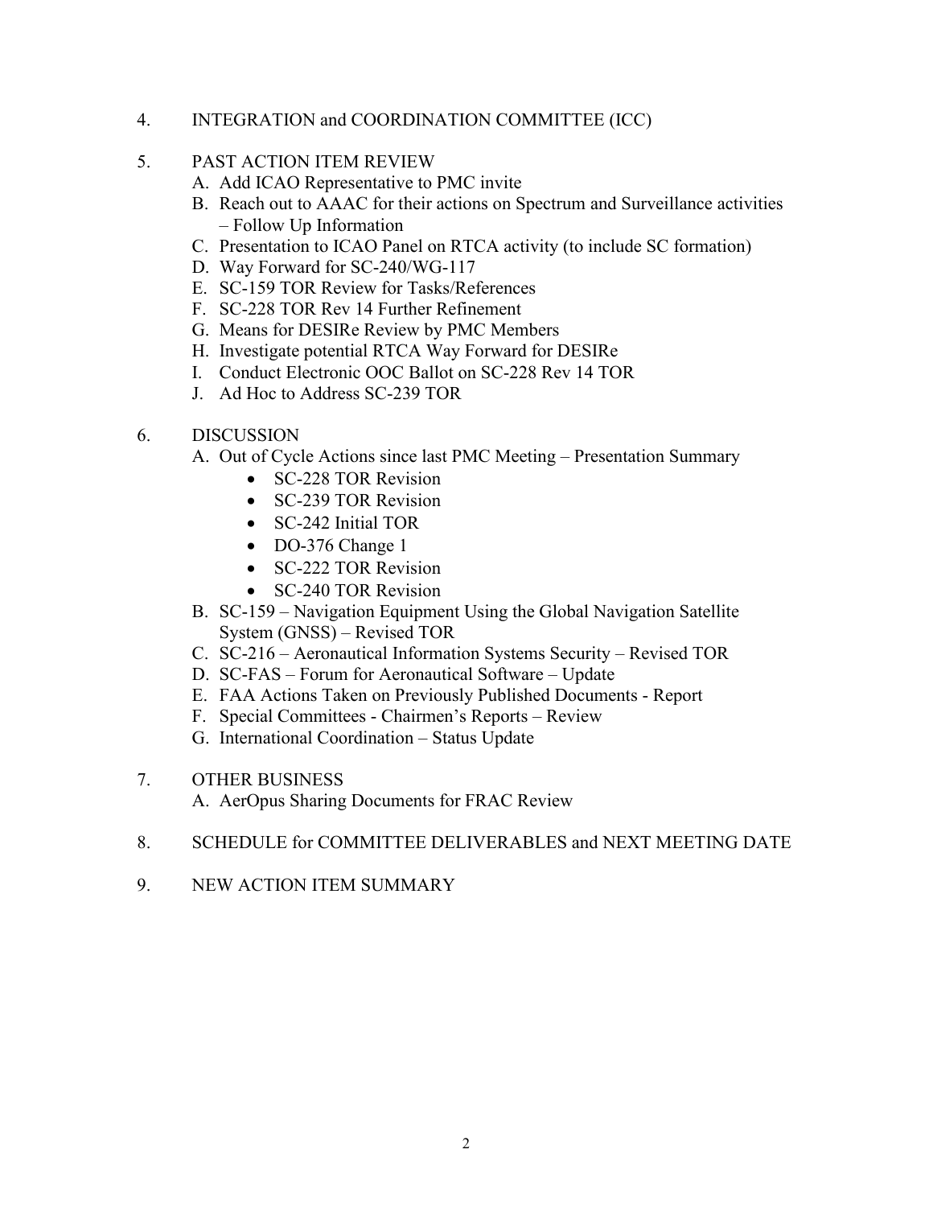4. INTEGRATION and COORDINATION COMMITTEE (ICC)

5. PAST ACTION ITEM REVIEW
   A. Add ICAO Representative to PMC invite
   B. Reach out to AAAC for their actions on Spectrum and Surveillance activities – Follow Up Information
   C. Presentation to ICAO Panel on RTCA activity (to include SC formation)
   D. Way Forward for SC-240/WG-117
   E. SC-159 TOR Review for Tasks/References
   F. SC-228 TOR Rev 14 Further Refinement
   G. Means for DESIRe Review by PMC Members
   H. Investigate potential RTCA Way Forward for DESIRe
   I. Conduct Electronic OOC Ballot on SC-228 Rev 14 TOR
   J. Ad Hoc to Address SC-239 TOR

6. DISCUSSION
   A. Out of Cycle Actions since last PMC Meeting – Presentation Summary
      - SC-228 TOR Revision
      - SC-239 TOR Revision
      - SC-242 Initial TOR
      - DO-376 Change 1
      - SC-222 TOR Revision
      - SC-240 TOR Revision
   B. SC-159 – Navigation Equipment Using the Global Navigation Satellite System (GNSS) – Revised TOR
   C. SC-216 – Aeronautical Information Systems Security – Revised TOR
   D. SC-FAS – Forum for Aeronautical Software – Update
   E. FAA Actions Taken on Previously Published Documents - Report
   F. Special Committees - Chairmen's Reports – Review
   G. International Coordination – Status Update

7. OTHER BUSINESS
   A. AerOpus Sharing Documents for FRAC Review

8. SCHEDULE for COMMITTEE DELIVERABLES and NEXT MEETING DATE

9. NEW ACTION ITEM SUMMARY